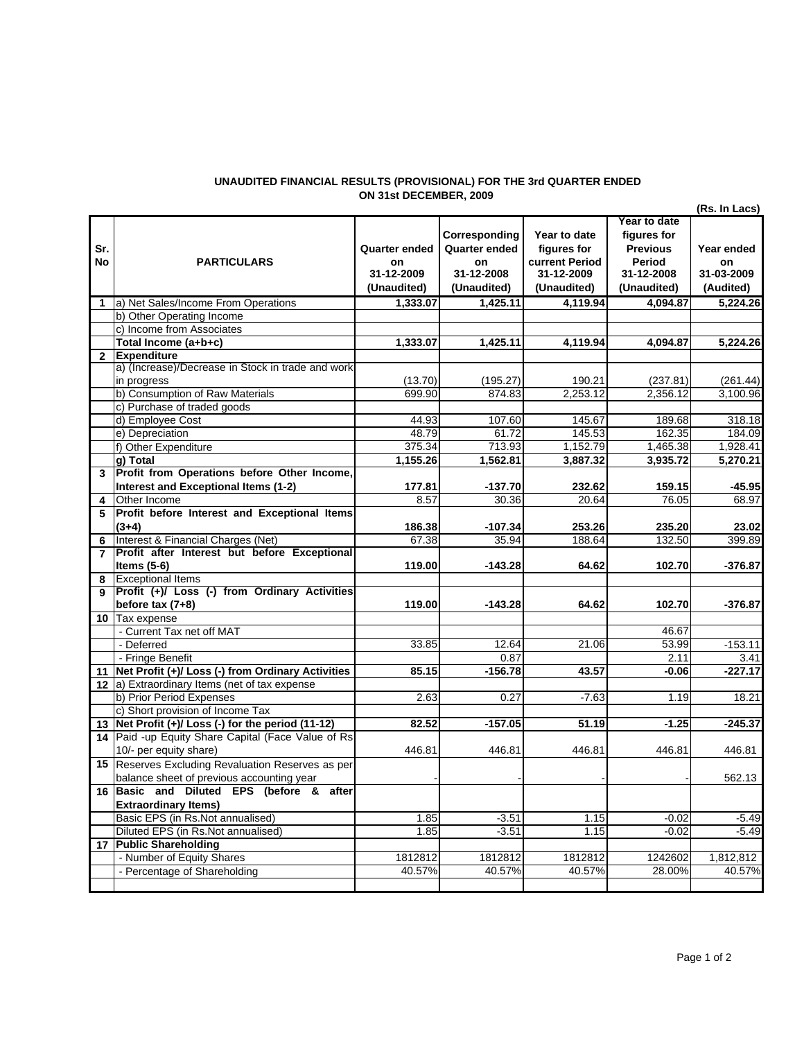**UNAUDITED FINANCIAL RESULTS (PROVISIONAL) FOR THE 3rd QUARTER ENDED ON 31st DECEMBER, 2009**

(Rs. In Lacs)

| Sr. No | PARTICULARS | Quarter ended on 31-12-2009 (Unaudited) | Corresponding Quarter ended on 31-12-2008 (Unaudited) | Year to date figures for current Period 31-12-2009 (Unaudited) | Year to date figures for Previous Period 31-12-2008 (Unaudited) | Year ended on 31-03-2009 (Audited) |
|---|---|---|---|---|---|---|
| 1 | a) Net Sales/Income From Operations | 1,333.07 | 1,425.11 | 4,119.94 | 4,094.87 | 5,224.26 |
| | b) Other Operating Income | | | | | |
| | c) Income from Associates | | | | | |
| | **Total Income (a+b+c)** | **1,333.07** | **1,425.11** | **4,119.94** | **4,094.87** | **5,224.26** |
| 2 | **Expenditure** | | | | | |
| | a) (Increase)/Decrease in Stock in trade and work in progress | (13.70) | (195.27) | 190.21 | (237.81) | (261.44) |
| | b) Consumption of Raw Materials | 699.90 | 874.83 | 2,253.12 | 2,356.12 | 3,100.96 |
| | c) Purchase of traded goods | | | | | |
| | d) Employee Cost | 44.93 | 107.60 | 145.67 | 189.68 | 318.18 |
| | e) Depreciation | 48.79 | 61.72 | 145.53 | 162.35 | 184.09 |
| | f) Other Expenditure | 375.34 | 713.93 | 1,152.79 | 1,465.38 | 1,928.41 |
| | **g) Total** | **1,155.26** | **1,562.81** | **3,887.32** | **3,935.72** | **5,270.21** |
| 3 | **Profit from Operations before Other Income, Interest and Exceptional Items (1-2)** | **177.81** | **-137.70** | **232.62** | **159.15** | **-45.95** |
| 4 | Other Income | 8.57 | 30.36 | 20.64 | 76.05 | 68.97 |
| 5 | **Profit before Interest and Exceptional Items (3+4)** | **186.38** | **-107.34** | **253.26** | **235.20** | **23.02** |
| 6 | Interest & Financial Charges (Net) | 67.38 | 35.94 | 188.64 | 132.50 | 399.89 |
| 7 | **Profit after Interest but before Exceptional Items (5-6)** | **119.00** | **-143.28** | **64.62** | **102.70** | **-376.87** |
| 8 | Exceptional Items | | | | | |
| 9 | **Profit (+)/ Loss (-) from Ordinary Activities before tax (7+8)** | **119.00** | **-143.28** | **64.62** | **102.70** | **-376.87** |
| 10 | Tax expense | | | | | |
| | - Current Tax net off MAT | | | | 46.67 | |
| | - Deferred | 33.85 | 12.64 | 21.06 | 53.99 | -153.11 |
| | - Fringe Benefit | | 0.87 | | 2.11 | 3.41 |
| 11 | **Net Profit (+)/ Loss (-) from Ordinary Activities** | **85.15** | **-156.78** | **43.57** | **-0.06** | **-227.17** |
| 12 | a) Extraordinary Items (net of tax expense | | | | | |
| | b) Prior Period Expenses | 2.63 | 0.27 | -7.63 | 1.19 | 18.21 |
| | c) Short provision of Income Tax | | | | | |
| 13 | **Net Profit (+)/ Loss (-) for the period (11-12)** | **82.52** | **-157.05** | **51.19** | **-1.25** | **-245.37** |
| 14 | Paid -up Equity Share Capital (Face Value of Rs 10/- per equity share) | 446.81 | 446.81 | 446.81 | 446.81 | 446.81 |
| 15 | Reserves Excluding Revaluation Reserves as per balance sheet of previous accounting year | - | - | - | - | 562.13 |
| 16 | **Basic and Diluted EPS (before & after Extraordinary Items)** | | | | | |
| | Basic EPS (in Rs.Not annualised) | 1.85 | -3.51 | 1.15 | -0.02 | -5.49 |
| | Diluted EPS (in Rs.Not annualised) | 1.85 | -3.51 | 1.15 | -0.02 | -5.49 |
| 17 | **Public Shareholding** | | | | | |
| | - Number of Equity Shares | 1812812 | 1812812 | 1812812 | 1242602 | 1,812,812 |
| | - Percentage of Shareholding | 40.57% | 40.57% | 40.57% | 28.00% | 40.57% |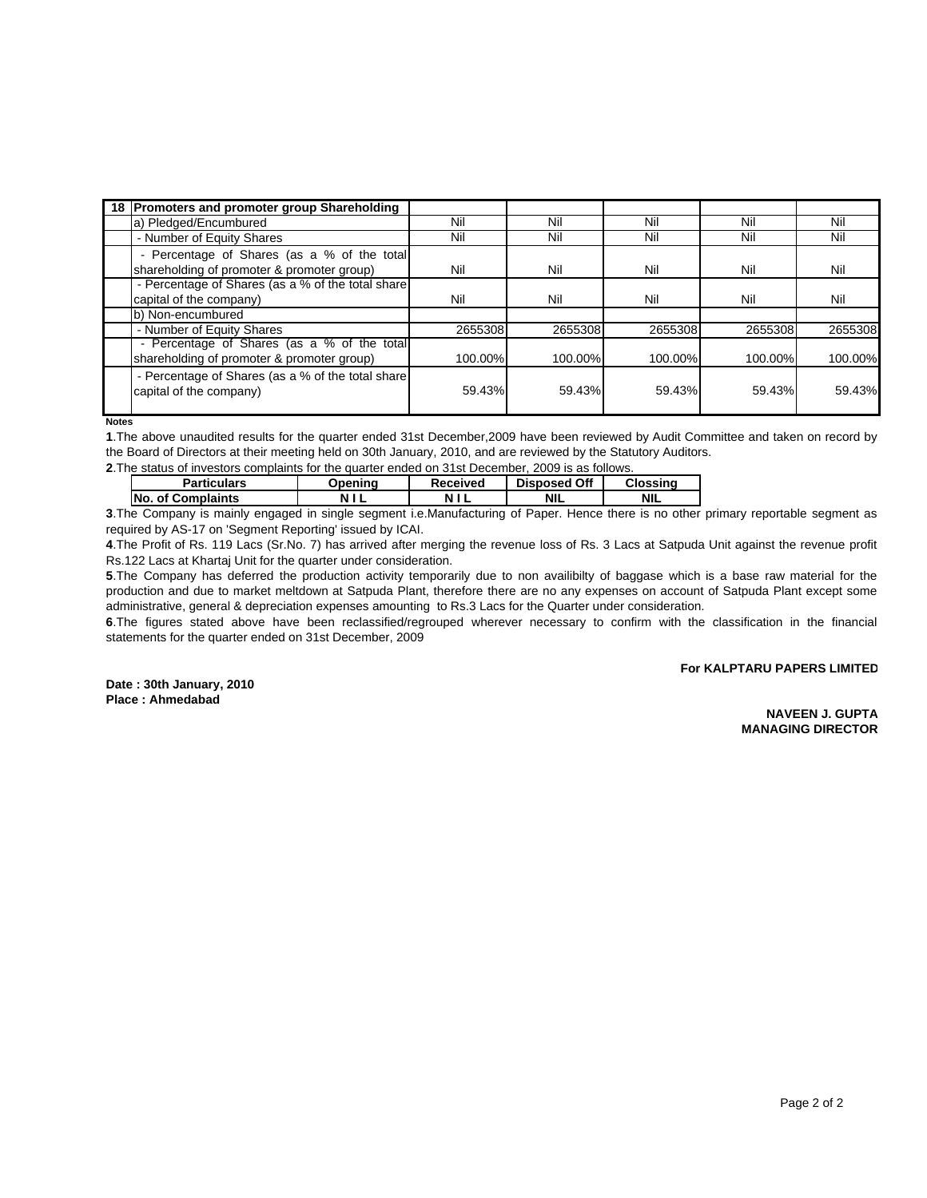| | | | | | | |
|---|---|---|---|---|---|---|
| 18 | **Promoters and promoter group Shareholding** | | | | | |
| | a) Pledged/Encumbured | Nil | Nil | Nil | Nil | Nil |
| | - Number of Equity Shares | Nil | Nil | Nil | Nil | Nil |
| | - Percentage of Shares (as a % of the total shareholding of promoter & promoter group) | Nil | Nil | Nil | Nil | Nil |
| | - Percentage of Shares (as a % of the total share capital of the company) | Nil | Nil | Nil | Nil | Nil |
| | b) Non-encumbured | | | | | |
| | - Number of Equity Shares | 2655308 | 2655308 | 2655308 | 2655308 | 2655308 |
| | - Percentage of Shares (as a % of the total shareholding of promoter & promoter group) | 100.00% | 100.00% | 100.00% | 100.00% | 100.00% |
| | - Percentage of Shares (as a % of the total share capital of the company) | 59.43% | 59.43% | 59.43% | 59.43% | 59.43% |

**Notes**

**1**.The above unaudited results for the quarter ended 31st December,2009 have been reviewed by Audit Committee and taken on record by the Board of Directors at their meeting held on 30th January, 2010, and are reviewed by the Statutory Auditors.

**2**.The status of investors complaints for the quarter ended on 31st December, 2009 is as follows.

| Particulars | Opening | Received | Disposed Off | Closing |
|---|---|---|---|---|
| **No. of Complaints** | **N I L** | **N I L** | **NIL** | **NIL** |

**3**.The Company is mainly engaged in single segment i.e.Manufacturing of Paper. Hence there is no other primary reportable segment as required by AS-17 on 'Segment Reporting' issued by ICAI.

**4**.The Profit of Rs. 119 Lacs (Sr.No. 7) has arrived after merging the revenue loss of Rs. 3 Lacs at Satpuda Unit against the revenue profit Rs.122 Lacs at Khartaj Unit for the quarter under consideration.

**5**.The Company has deferred the production activity temporarily due to non availibilty of baggase which is a base raw material for the production and due to market meltdown at Satpuda Plant, therefore there are no any expenses on account of Satpuda Plant except some administrative, general & depreciation expenses amounting to Rs.3 Lacs for the Quarter under consideration.

**6**.The figures stated above have been reclassified/regrouped wherever necessary to confirm with the classification in the financial statements for the quarter ended on 31st December, 2009

**For KALPTARU PAPERS LIMITED**

**Date : 30th January, 2010**
**Place : Ahmedabad**

**NAVEEN J. GUPTA**
**MANAGING DIRECTOR**